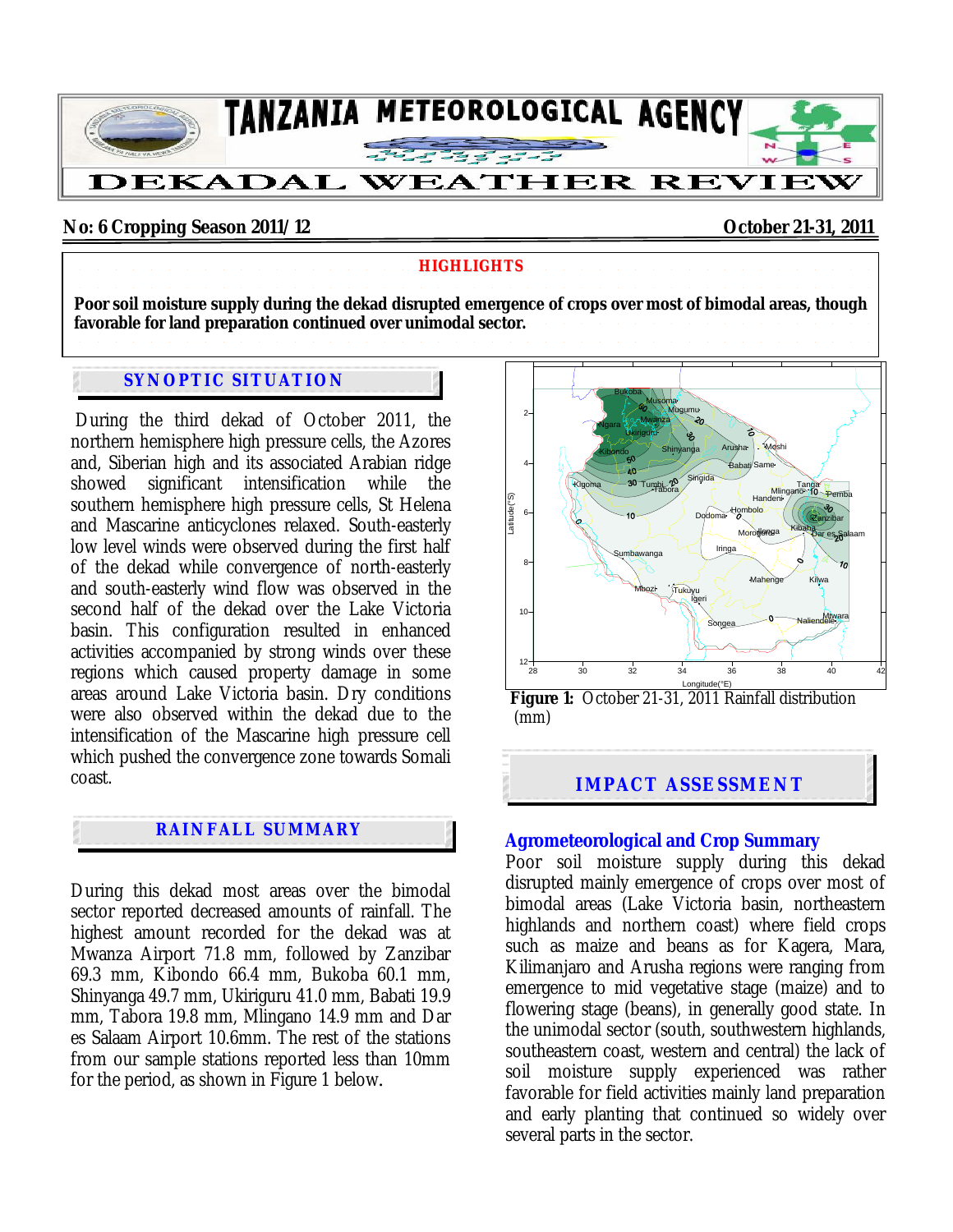# TANZANIA METEOROLOGICAL AGENCY

# DEKADAL WEATHER REVIEW

**No: 6 Cropping Season 2011/12** **October 21-31, 2011**

## HIGHLIGHTS

**Poor soil moisture supply during the dekad disrupted emergence of crops over most of bimodal areas, though favorable for land preparation continued over unimodal sector.**

## SYNOPTIC SITUATION

During the third dekad of October 2011, the northern hemisphere high pressure cells, the Azores and, Siberian high and its associated Arabian ridge showed significant intensification while the southern hemisphere high pressure cells, St Helena and Mascarine anticyclones relaxed. South-easterly low level winds were observed during the first half of the dekad while convergence of north-easterly and south-easterly wind flow was observed in the second half of the dekad over the Lake Victoria basin. This configuration resulted in enhanced activities accompanied by strong winds over these regions which caused property damage in some areas around Lake Victoria basin. Dry conditions were also observed within the dekad due to the intensification of the Mascarene high pressure cell which pushed the convergence zone towards Somali coast.

## RAINFALL SUMMARY

During this dekad most areas over the bimodal sector reported decreased amounts of rainfall. The highest amount recorded for the dekad was at Mwanza Airport 71.8 mm, followed by Zanzibar 69.3 mm, Kibondo 66.4 mm, Bukoba 60.1 mm, Shinyanga 49.7 mm, Ukiriguru 41.0 mm, Babati 19.9 mm, Tabora 19.8 mm, Mlingano 14.9 mm and Dar es Salaam Airport 10.6mm. The rest of the stations from our sample stations reported less than 10mm for the period, as shown in Figure 1 below.

**Figure 1:** October 21-31, 2011 Rainfall distribution (mm)

## IMPACT ASSESSMENT

### Agrometeorological and Crop Summary

Poor soil moisture supply during this dekad disrupted mainly emergence of crops over most of bimodal areas (Lake Victoria basin, northeastern highlands and northern coast) where field crops such as maize and beans as for Kagera, Mara, Kilimanjaro and Arusha regions were ranging from emergence to mid vegetative stage (maize) and to flowering stage (beans), in generally good state. In the unimodal sector (south, southwestern highlands, southeastern coast, western and central) the lack of soil moisture supply experienced was rather favorable for field activities mainly land preparation and early planting that continued so widely over several parts in the sector.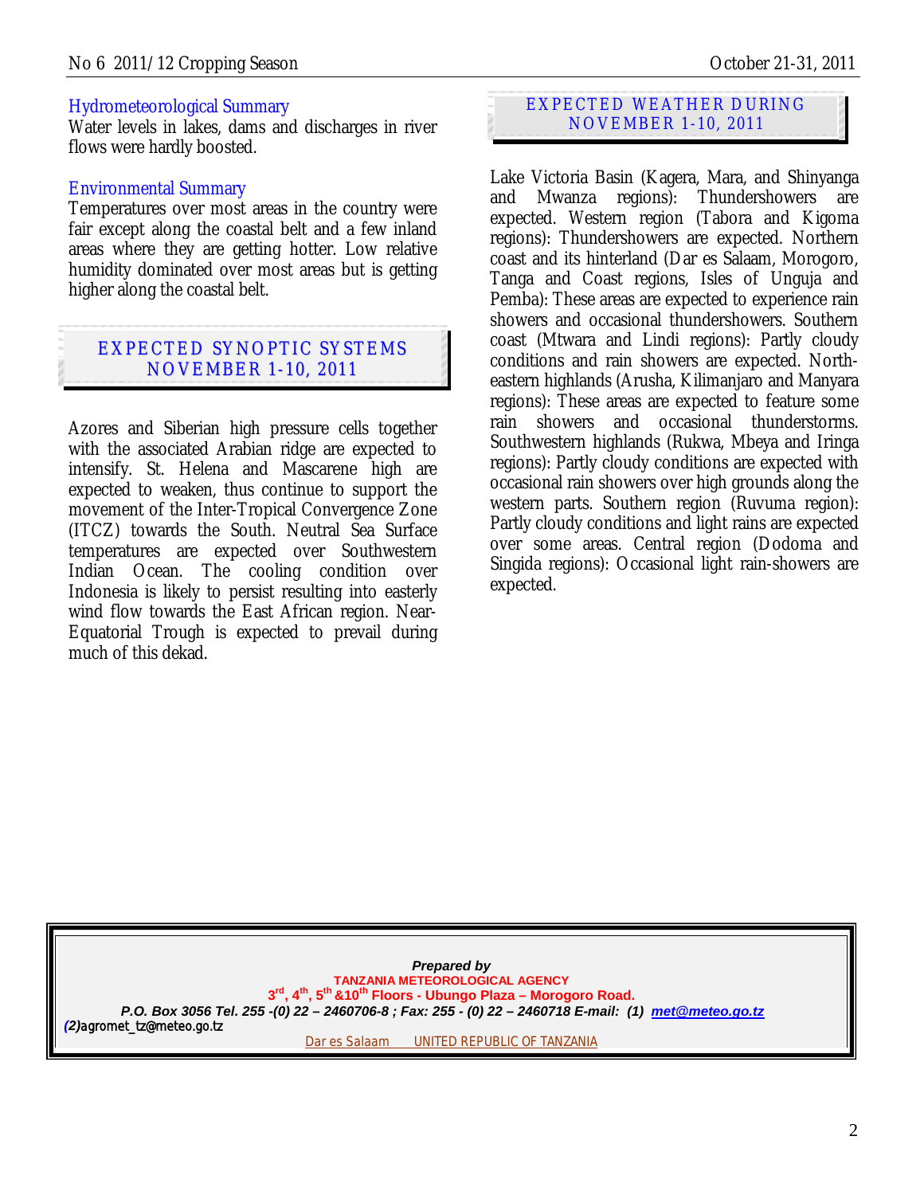## Hydrometeorological Summary

Water levels in lakes, dams and discharges in river flows were hardly boosted.

## Environmental Summary

Temperatures over most areas in the country were fair except along the coastal belt and a few inland areas where they are getting hotter. Low relative humidity dominated over most areas but is getting higher along the coastal belt.

## EXPECTED SYNOPTIC SYSTEMS NOVEMBER 1-10, 2011

Azores and Siberian high pressure cells together with the associated Arabian ridge are expected to intensify. St. Helena and Mascarene high are expected to weaken, thus continue to support the movement of the Inter-Tropical Convergence Zone (ITCZ) towards the South. Neutral Sea Surface temperatures are expected over Southwestern Indian Ocean. The cooling condition over Indonesia is likely to persist resulting into easterly wind flow towards the East African region. Near-Equatorial Trough is expected to prevail during much of this dekad.

## EXPECTED WEATHER DURING NOVEMBER 1-10, 2011

Lake Victoria Basin (Kagera, Mara, and Shinyanga and Mwanza regions): Thundershowers are expected. Western region (Tabora and Kigoma regions): Thundershowers are expected. Northern coast and its hinterland (Dar es Salaam, Morogoro, Tanga and Coast regions, Isles of Unguja and Pemba): These areas are expected to experience rain showers and occasional thundershowers. Southern coast (Mtwara and Lindi regions): Partly cloudy conditions and rain showers are expected. North-eastern highlands (Arusha, Kilimanjaro and Manyara regions): These areas are expected to feature some rain showers and occasional thunderstorms. Southwestern highlands (Rukwa, Mbeya and Iringa regions): Partly cloudy conditions are expected with occasional rain showers over high grounds along the western parts. Southern region (Ruvuma region): Partly cloudy conditions and light rains are expected over some areas. Central region (Dodoma and Singida regions): Occasional light rain-showers are expected.

***Prepared by***
**TANZANIA METEOROLOGICAL AGENCY**
**3rd, 4th, 5th &10th Floors - Ubungo Plaza – Morogoro Road.**
***P.O. Box 3056 Tel. 255 -(0) 22 – 2460706-8 ; Fax: 255 - (0) 22 – 2460718 E-mail: (1) met@meteo.go.tz***
*(2)*agromet_tz@meteo.go.tz
Dar es Salaam UNITED REPUBLIC OF TANZANIA